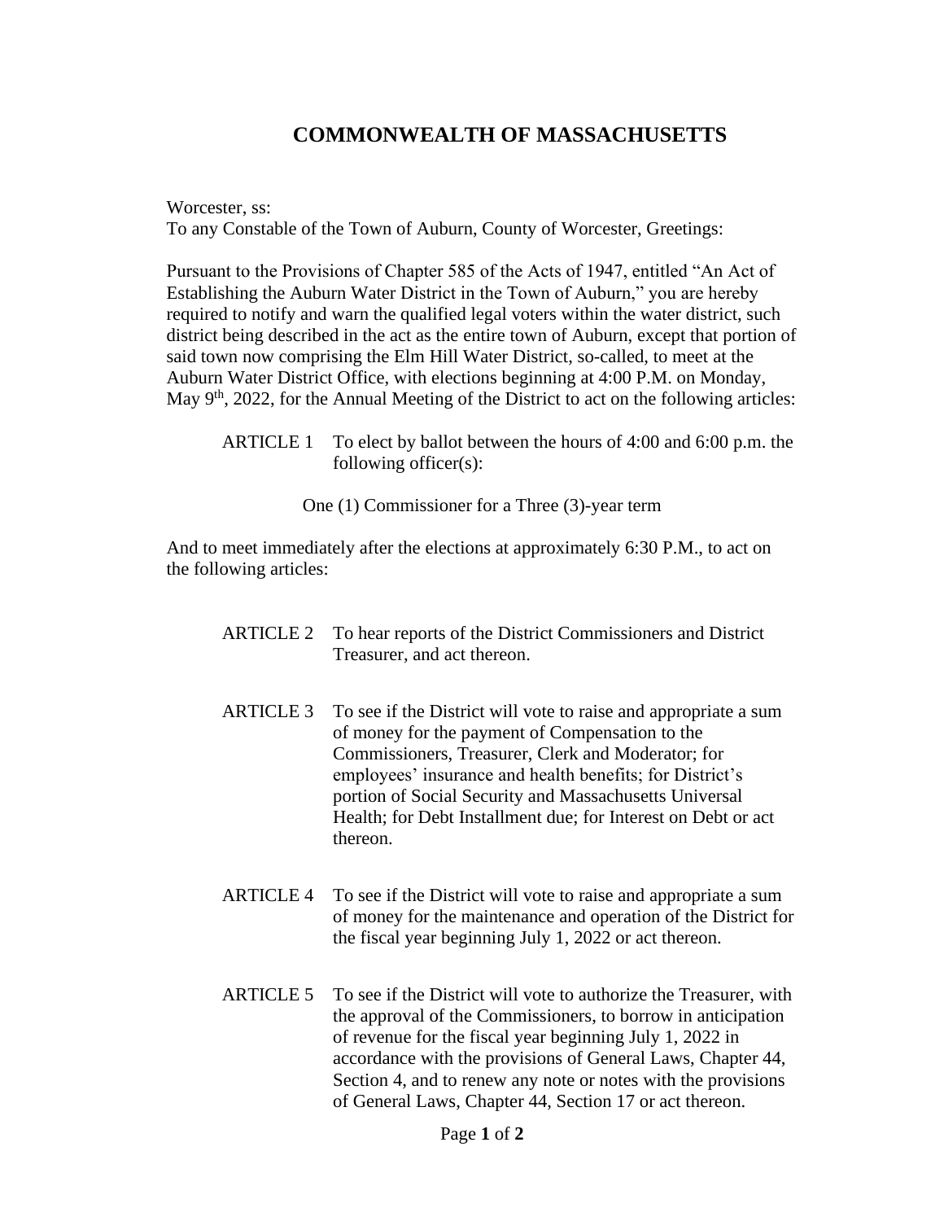# COMMONWEALTH OF MASSACHUSETTS

Worcester, ss:
To any Constable of the Town of Auburn, County of Worcester, Greetings:

Pursuant to the Provisions of Chapter 585 of the Acts of 1947, entitled "An Act of Establishing the Auburn Water District in the Town of Auburn," you are hereby required to notify and warn the qualified legal voters within the water district, such district being described in the act as the entire town of Auburn, except that portion of said town now comprising the Elm Hill Water District, so-called, to meet at the Auburn Water District Office, with elections beginning at 4:00 P.M. on Monday, May 9th, 2022, for the Annual Meeting of the District to act on the following articles:

ARTICLE 1 To elect by ballot between the hours of 4:00 and 6:00 p.m. the following officer(s):

One (1) Commissioner for a Three (3)-year term

And to meet immediately after the elections at approximately 6:30 P.M., to act on the following articles:

ARTICLE 2 To hear reports of the District Commissioners and District Treasurer, and act thereon.

ARTICLE 3 To see if the District will vote to raise and appropriate a sum of money for the payment of Compensation to the Commissioners, Treasurer, Clerk and Moderator; for employees' insurance and health benefits; for District's portion of Social Security and Massachusetts Universal Health; for Debt Installment due; for Interest on Debt or act thereon.

ARTICLE 4 To see if the District will vote to raise and appropriate a sum of money for the maintenance and operation of the District for the fiscal year beginning July 1, 2022 or act thereon.

ARTICLE 5 To see if the District will vote to authorize the Treasurer, with the approval of the Commissioners, to borrow in anticipation of revenue for the fiscal year beginning July 1, 2022 in accordance with the provisions of General Laws, Chapter 44, Section 4, and to renew any note or notes with the provisions of General Laws, Chapter 44, Section 17 or act thereon.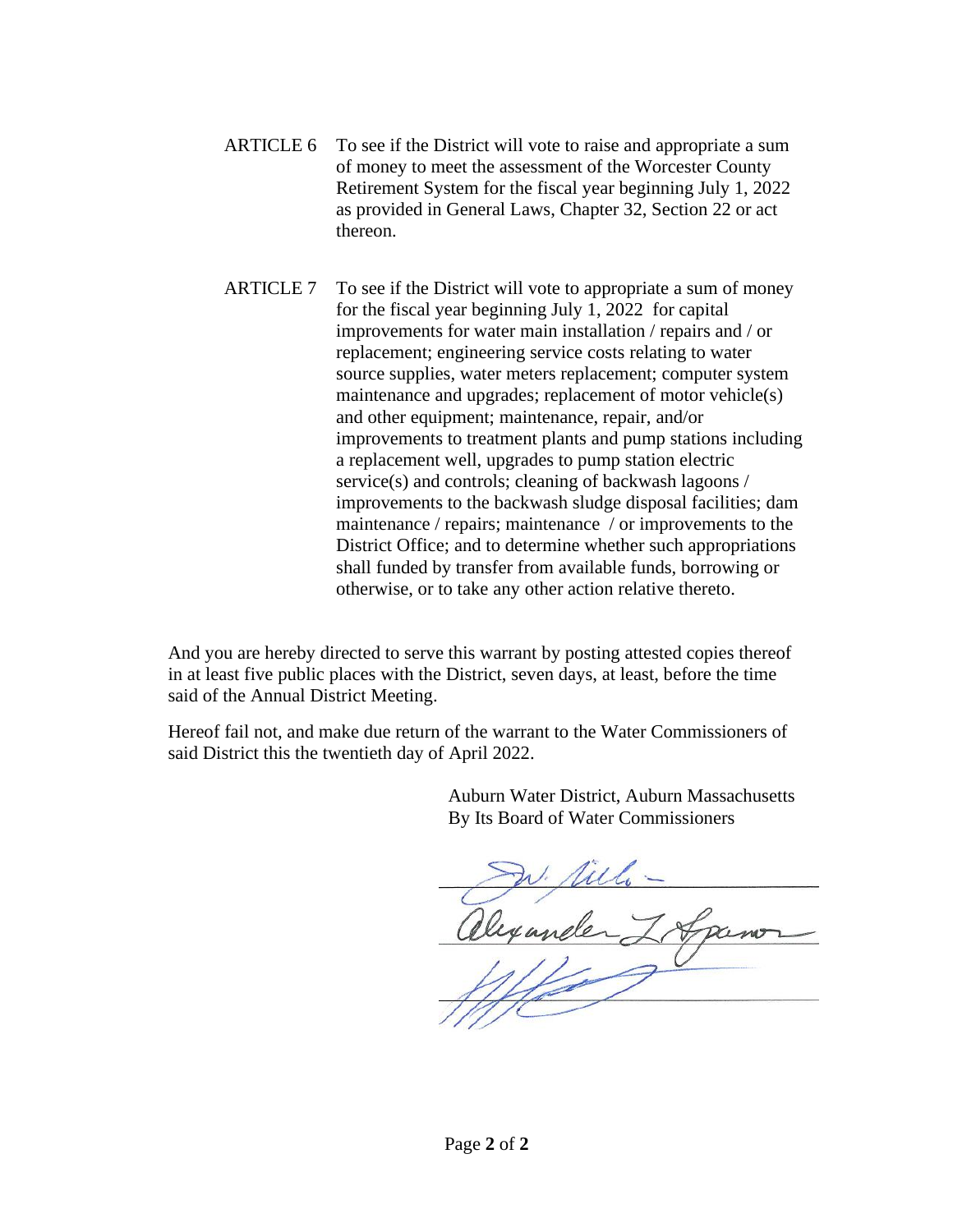ARTICLE 6 To see if the District will vote to raise and appropriate a sum of money to meet the assessment of the Worcester County Retirement System for the fiscal year beginning July 1, 2022 as provided in General Laws, Chapter 32, Section 22 or act thereon.

ARTICLE 7 To see if the District will vote to appropriate a sum of money for the fiscal year beginning July 1, 2022 for capital improvements for water main installation / repairs and / or replacement; engineering service costs relating to water source supplies, water meters replacement; computer system maintenance and upgrades; replacement of motor vehicle(s) and other equipment; maintenance, repair, and/or improvements to treatment plants and pump stations including a replacement well, upgrades to pump station electric service(s) and controls; cleaning of backwash lagoons / improvements to the backwash sludge disposal facilities; dam maintenance / repairs; maintenance / or improvements to the District Office; and to determine whether such appropriations shall funded by transfer from available funds, borrowing or otherwise, or to take any other action relative thereto.

And you are hereby directed to serve this warrant by posting attested copies thereof in at least five public places with the District, seven days, at least, before the time said of the Annual District Meeting.

Hereof fail not, and make due return of the warrant to the Water Commissioners of said District this the twentieth day of April 2022.

Auburn Water District, Auburn Massachusetts
By Its Board of Water Commissioners

D.W. Nil...

Alexander L Spanos

_______________________